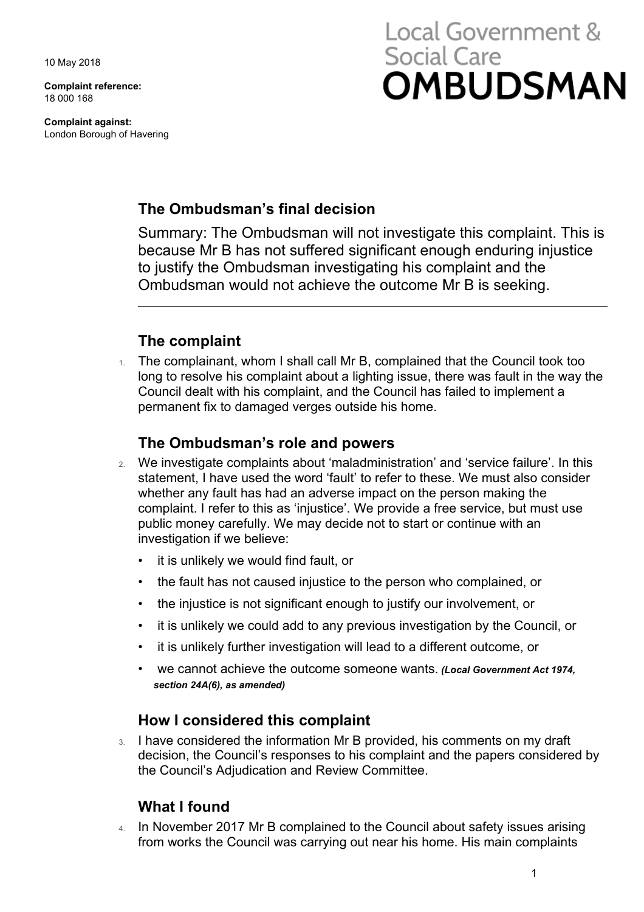10 May 2018

**Complaint reference:**
18 000 168

**Complaint against:**
London Borough of Havering

Local Government & Social Care
**OMBUDSMAN**

## The Ombudsman's final decision

Summary: The Ombudsman will not investigate this complaint. This is because Mr B has not suffered significant enough enduring injustice to justify the Ombudsman investigating his complaint and the Ombudsman would not achieve the outcome Mr B is seeking.

## The complaint

1. The complainant, whom I shall call Mr B, complained that the Council took too long to resolve his complaint about a lighting issue, there was fault in the way the Council dealt with his complaint, and the Council has failed to implement a permanent fix to damaged verges outside his home.

## The Ombudsman's role and powers

2. We investigate complaints about 'maladministration' and 'service failure'. In this statement, I have used the word 'fault' to refer to these. We must also consider whether any fault has had an adverse impact on the person making the complaint. I refer to this as 'injustice'. We provide a free service, but must use public money carefully. We may decide not to start or continue with an investigation if we believe:
   - it is unlikely we would find fault, or
   - the fault has not caused injustice to the person who complained, or
   - the injustice is not significant enough to justify our involvement, or
   - it is unlikely we could add to any previous investigation by the Council, or
   - it is unlikely further investigation will lead to a different outcome, or
   - we cannot achieve the outcome someone wants. ***(Local Government Act 1974, section 24A(6), as amended)***

## How I considered this complaint

3. I have considered the information Mr B provided, his comments on my draft decision, the Council's responses to his complaint and the papers considered by the Council's Adjudication and Review Committee.

## What I found

4. In November 2017 Mr B complained to the Council about safety issues arising from works the Council was carrying out near his home. His main complaints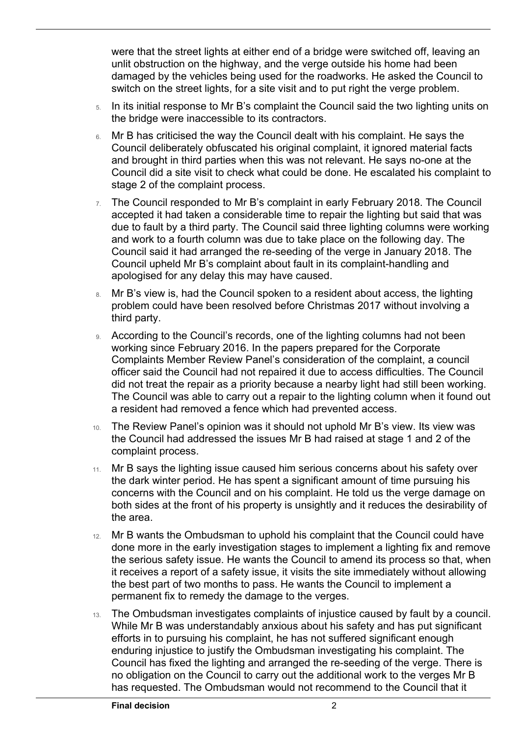were that the street lights at either end of a bridge were switched off, leaving an unlit obstruction on the highway, and the verge outside his home had been damaged by the vehicles being used for the roadworks. He asked the Council to switch on the street lights, for a site visit and to put right the verge problem.

5. In its initial response to Mr B's complaint the Council said the two lighting units on the bridge were inaccessible to its contractors.

6. Mr B has criticised the way the Council dealt with his complaint. He says the Council deliberately obfuscated his original complaint, it ignored material facts and brought in third parties when this was not relevant. He says no-one at the Council did a site visit to check what could be done. He escalated his complaint to stage 2 of the complaint process.

7. The Council responded to Mr B's complaint in early February 2018. The Council accepted it had taken a considerable time to repair the lighting but said that was due to fault by a third party. The Council said three lighting columns were working and work to a fourth column was due to take place on the following day. The Council said it had arranged the re-seeding of the verge in January 2018. The Council upheld Mr B's complaint about fault in its complaint-handling and apologised for any delay this may have caused.

8. Mr B's view is, had the Council spoken to a resident about access, the lighting problem could have been resolved before Christmas 2017 without involving a third party.

9. According to the Council's records, one of the lighting columns had not been working since February 2016. In the papers prepared for the Corporate Complaints Member Review Panel's consideration of the complaint, a council officer said the Council had not repaired it due to access difficulties. The Council did not treat the repair as a priority because a nearby light had still been working. The Council was able to carry out a repair to the lighting column when it found out a resident had removed a fence which had prevented access.

10. The Review Panel's opinion was it should not uphold Mr B's view. Its view was the Council had addressed the issues Mr B had raised at stage 1 and 2 of the complaint process.

11. Mr B says the lighting issue caused him serious concerns about his safety over the dark winter period. He has spent a significant amount of time pursuing his concerns with the Council and on his complaint. He told us the verge damage on both sides at the front of his property is unsightly and it reduces the desirability of the area.

12. Mr B wants the Ombudsman to uphold his complaint that the Council could have done more in the early investigation stages to implement a lighting fix and remove the serious safety issue. He wants the Council to amend its process so that, when it receives a report of a safety issue, it visits the site immediately without allowing the best part of two months to pass. He wants the Council to implement a permanent fix to remedy the damage to the verges.

13. The Ombudsman investigates complaints of injustice caused by fault by a council. While Mr B was understandably anxious about his safety and has put significant efforts in to pursuing his complaint, he has not suffered significant enough enduring injustice to justify the Ombudsman investigating his complaint. The Council has fixed the lighting and arranged the re-seeding of the verge. There is no obligation on the Council to carry out the additional work to the verges Mr B has requested. The Ombudsman would not recommend to the Council that it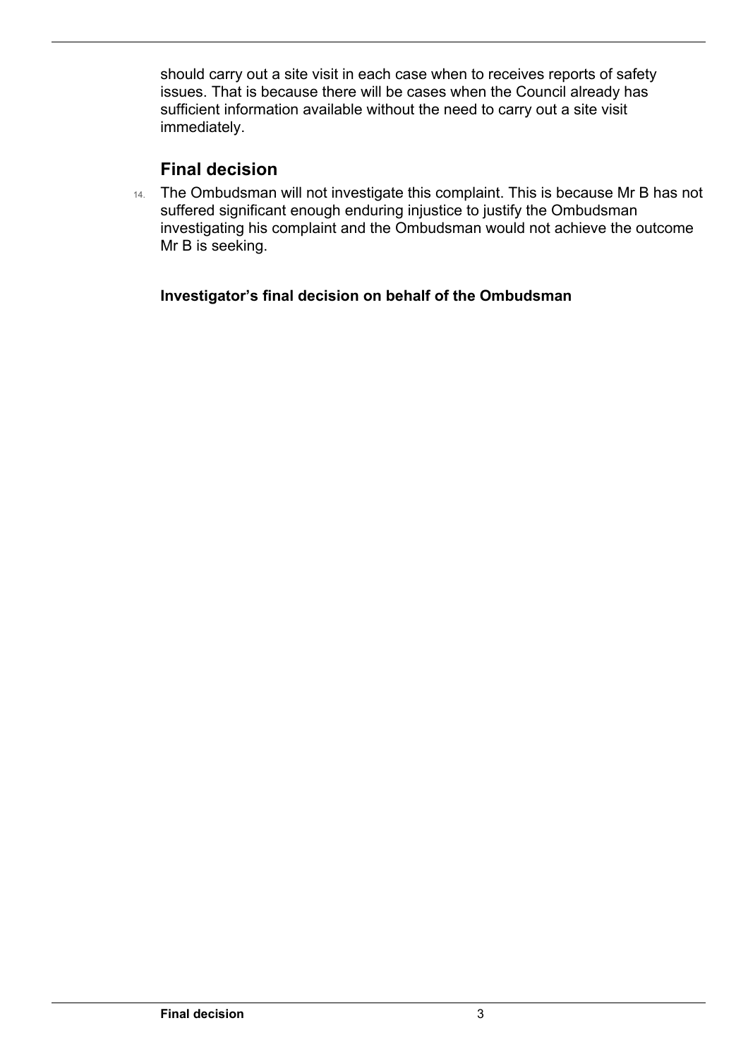should carry out a site visit in each case when to receives reports of safety issues. That is because there will be cases when the Council already has sufficient information available without the need to carry out a site visit immediately.

## Final decision

14. The Ombudsman will not investigate this complaint. This is because Mr B has not suffered significant enough enduring injustice to justify the Ombudsman investigating his complaint and the Ombudsman would not achieve the outcome Mr B is seeking.

**Investigator's final decision on behalf of the Ombudsman**